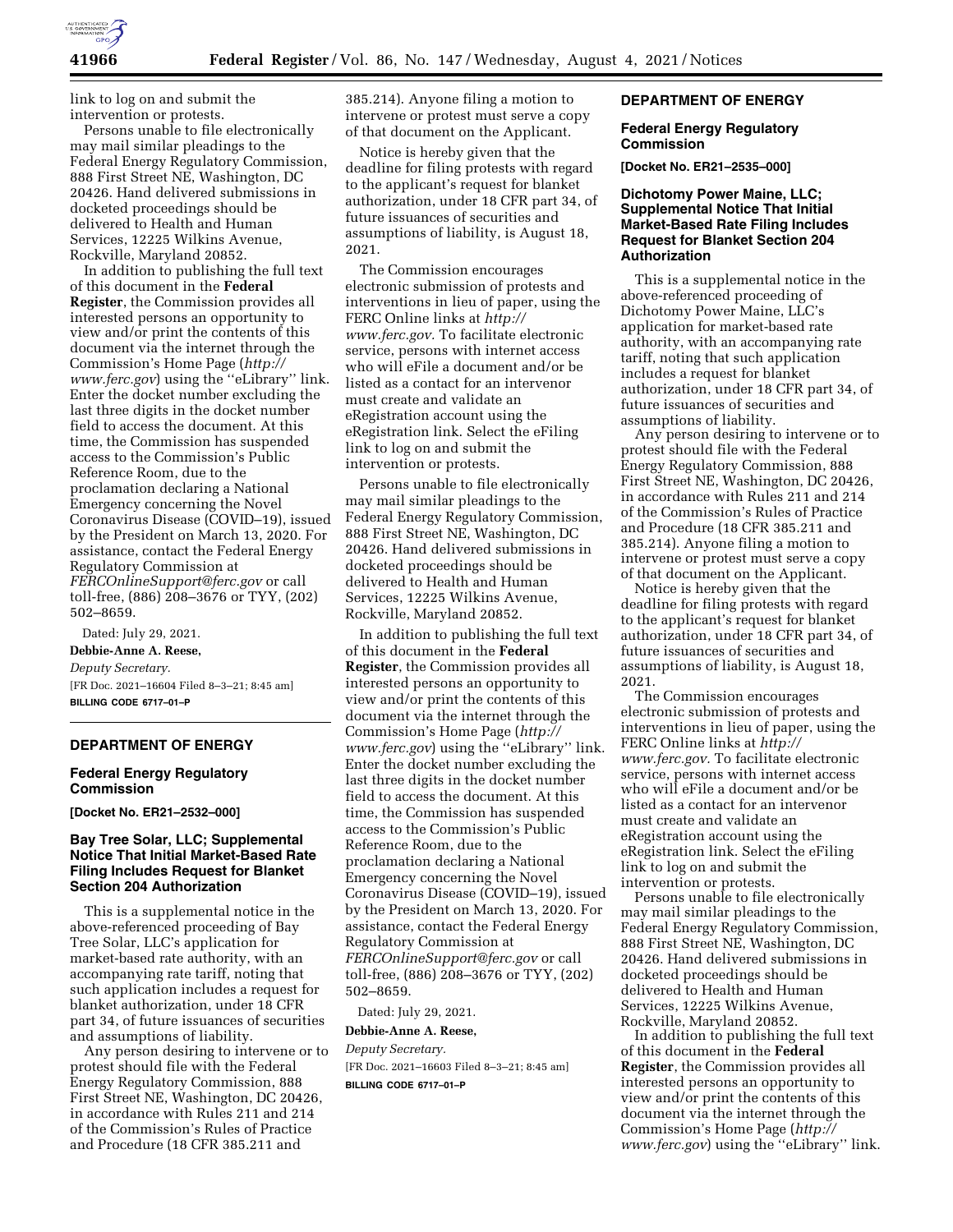link to log on and submit the intervention or protests.

Persons unable to file electronically may mail similar pleadings to the Federal Energy Regulatory Commission, 888 First Street NE, Washington, DC 20426. Hand delivered submissions in docketed proceedings should be delivered to Health and Human Services, 12225 Wilkins Avenue, Rockville, Maryland 20852.

In addition to publishing the full text of this document in the **Federal Register**, the Commission provides all interested persons an opportunity to view and/or print the contents of this document via the internet through the Commission's Home Page (*http://www.ferc.gov*) using the ''eLibrary'' link. Enter the docket number excluding the last three digits in the docket number field to access the document. At this time, the Commission has suspended access to the Commission's Public Reference Room, due to the proclamation declaring a National Emergency concerning the Novel Coronavirus Disease (COVID–19), issued by the President on March 13, 2020. For assistance, contact the Federal Energy Regulatory Commission at *FERCOnlineSupport@ferc.gov* or call toll-free, (886) 208–3676 or TYY, (202) 502–8659.

Dated: July 29, 2021.

**Debbie-Anne A. Reese,**

*Deputy Secretary.*

[FR Doc. 2021–16604 Filed 8–3–21; 8:45 am]

**BILLING CODE 6717–01–P**

---

## DEPARTMENT OF ENERGY

### Federal Energy Regulatory Commission

**[Docket No. ER21–2532–000]**

### Bay Tree Solar, LLC; Supplemental Notice That Initial Market-Based Rate Filing Includes Request for Blanket Section 204 Authorization

This is a supplemental notice in the above-referenced proceeding of Bay Tree Solar, LLC's application for market-based rate authority, with an accompanying rate tariff, noting that such application includes a request for blanket authorization, under 18 CFR part 34, of future issuances of securities and assumptions of liability.

Any person desiring to intervene or to protest should file with the Federal Energy Regulatory Commission, 888 First Street NE, Washington, DC 20426, in accordance with Rules 211 and 214 of the Commission's Rules of Practice and Procedure (18 CFR 385.211 and 385.214). Anyone filing a motion to intervene or protest must serve a copy of that document on the Applicant.

Notice is hereby given that the deadline for filing protests with regard to the applicant's request for blanket authorization, under 18 CFR part 34, of future issuances of securities and assumptions of liability, is August 18, 2021.

The Commission encourages electronic submission of protests and interventions in lieu of paper, using the FERC Online links at *http://www.ferc.gov*. To facilitate electronic service, persons with internet access who will eFile a document and/or be listed as a contact for an intervenor must create and validate an eRegistration account using the eRegistration link. Select the eFiling link to log on and submit the intervention or protests.

Persons unable to file electronically may mail similar pleadings to the Federal Energy Regulatory Commission, 888 First Street NE, Washington, DC 20426. Hand delivered submissions in docketed proceedings should be delivered to Health and Human Services, 12225 Wilkins Avenue, Rockville, Maryland 20852.

In addition to publishing the full text of this document in the **Federal Register**, the Commission provides all interested persons an opportunity to view and/or print the contents of this document via the internet through the Commission's Home Page (*http://www.ferc.gov*) using the ''eLibrary'' link. Enter the docket number excluding the last three digits in the docket number field to access the document. At this time, the Commission has suspended access to the Commission's Public Reference Room, due to the proclamation declaring a National Emergency concerning the Novel Coronavirus Disease (COVID–19), issued by the President on March 13, 2020. For assistance, contact the Federal Energy Regulatory Commission at *FERCOnlineSupport@ferc.gov* or call toll-free, (886) 208–3676 or TYY, (202) 502–8659.

Dated: July 29, 2021.

**Debbie-Anne A. Reese,**

*Deputy Secretary.*

[FR Doc. 2021–16603 Filed 8–3–21; 8:45 am]

**BILLING CODE 6717–01–P**

---

## DEPARTMENT OF ENERGY

### Federal Energy Regulatory Commission

**[Docket No. ER21–2535–000]**

### Dichotomy Power Maine, LLC; Supplemental Notice That Initial Market-Based Rate Filing Includes Request for Blanket Section 204 Authorization

This is a supplemental notice in the above-referenced proceeding of Dichotomy Power Maine, LLC's application for market-based rate authority, with an accompanying rate tariff, noting that such application includes a request for blanket authorization, under 18 CFR part 34, of future issuances of securities and assumptions of liability.

Any person desiring to intervene or to protest should file with the Federal Energy Regulatory Commission, 888 First Street NE, Washington, DC 20426, in accordance with Rules 211 and 214 of the Commission's Rules of Practice and Procedure (18 CFR 385.211 and 385.214). Anyone filing a motion to intervene or protest must serve a copy of that document on the Applicant.

Notice is hereby given that the deadline for filing protests with regard to the applicant's request for blanket authorization, under 18 CFR part 34, of future issuances of securities and assumptions of liability, is August 18, 2021.

The Commission encourages electronic submission of protests and interventions in lieu of paper, using the FERC Online links at *http://www.ferc.gov.* To facilitate electronic service, persons with internet access who will eFile a document and/or be listed as a contact for an intervenor must create and validate an eRegistration account using the eRegistration link. Select the eFiling link to log on and submit the intervention or protests.

Persons unable to file electronically may mail similar pleadings to the Federal Energy Regulatory Commission, 888 First Street NE, Washington, DC 20426. Hand delivered submissions in docketed proceedings should be delivered to Health and Human Services, 12225 Wilkins Avenue, Rockville, Maryland 20852.

In addition to publishing the full text of this document in the **Federal Register**, the Commission provides all interested persons an opportunity to view and/or print the contents of this document via the internet through the Commission's Home Page (*http://www.ferc.gov*) using the ''eLibrary'' link.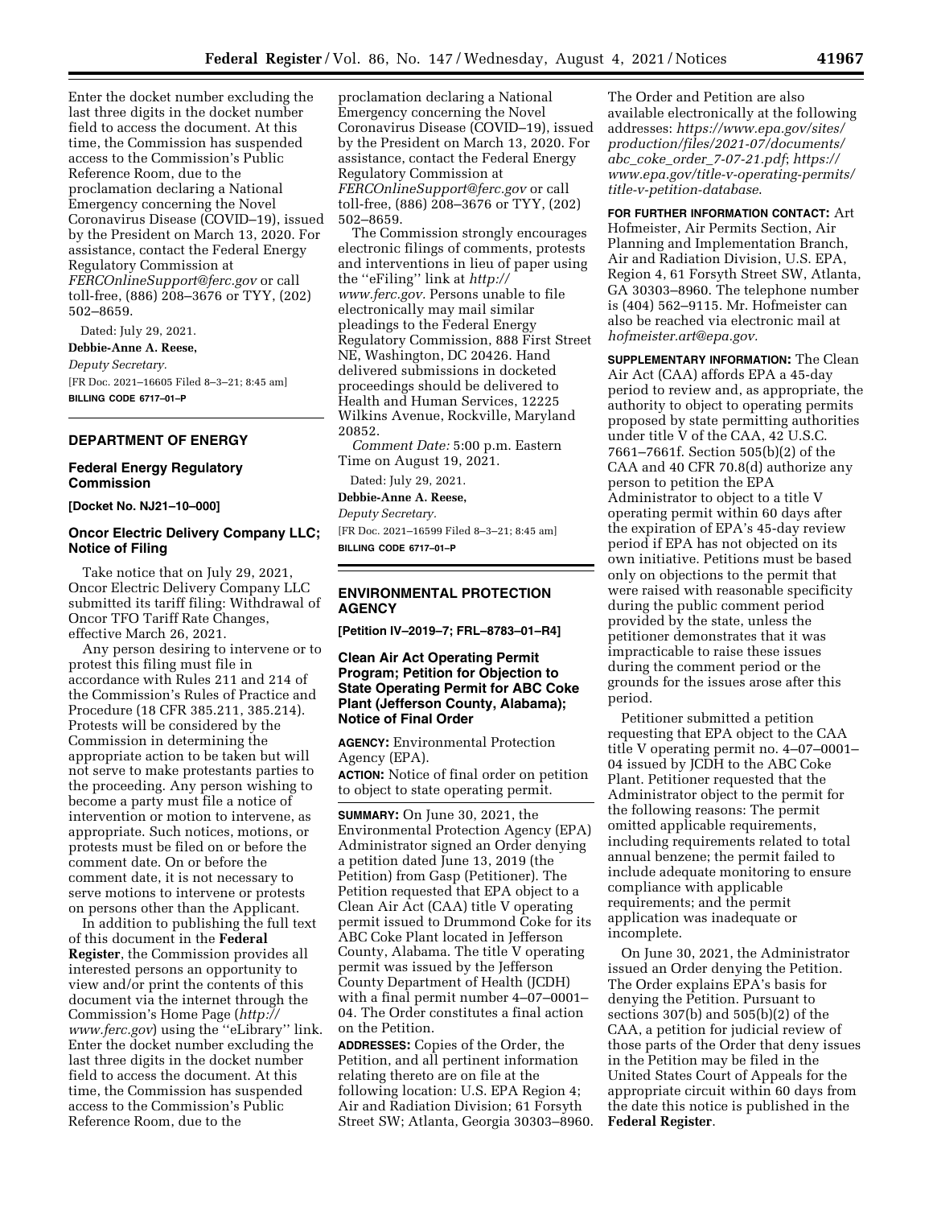Enter the docket number excluding the last three digits in the docket number field to access the document. At this time, the Commission has suspended access to the Commission's Public Reference Room, due to the proclamation declaring a National Emergency concerning the Novel Coronavirus Disease (COVID–19), issued by the President on March 13, 2020. For assistance, contact the Federal Energy Regulatory Commission at *FERCOnlineSupport@ferc.gov* or call toll-free, (886) 208–3676 or TYY, (202) 502–8659.

Dated: July 29, 2021.

**Debbie-Anne A. Reese,**

*Deputy Secretary.*

[FR Doc. 2021–16605 Filed 8–3–21; 8:45 am]

**BILLING CODE 6717–01–P**

## DEPARTMENT OF ENERGY

### Federal Energy Regulatory Commission

**[Docket No. NJ21–10–000]**

### Oncor Electric Delivery Company LLC; Notice of Filing

Take notice that on July 29, 2021, Oncor Electric Delivery Company LLC submitted its tariff filing: Withdrawal of Oncor TFO Tariff Rate Changes, effective March 26, 2021.

Any person desiring to intervene or to protest this filing must file in accordance with Rules 211 and 214 of the Commission's Rules of Practice and Procedure (18 CFR 385.211, 385.214). Protests will be considered by the Commission in determining the appropriate action to be taken but will not serve to make protestants parties to the proceeding. Any person wishing to become a party must file a notice of intervention or motion to intervene, as appropriate. Such notices, motions, or protests must be filed on or before the comment date. On or before the comment date, it is not necessary to serve motions to intervene or protests on persons other than the Applicant.

In addition to publishing the full text of this document in the **Federal Register**, the Commission provides all interested persons an opportunity to view and/or print the contents of this document via the internet through the Commission's Home Page (*http://www.ferc.gov*) using the ''eLibrary'' link. Enter the docket number excluding the last three digits in the docket number field to access the document. At this time, the Commission has suspended access to the Commission's Public Reference Room, due to the proclamation declaring a National Emergency concerning the Novel Coronavirus Disease (COVID–19), issued by the President on March 13, 2020. For assistance, contact the Federal Energy Regulatory Commission at *FERCOnlineSupport@ferc.gov* or call toll-free, (886) 208–3676 or TYY, (202) 502–8659.

The Commission strongly encourages electronic filings of comments, protests and interventions in lieu of paper using the ''eFiling'' link at *http://www.ferc.gov*. Persons unable to file electronically may mail similar pleadings to the Federal Energy Regulatory Commission, 888 First Street NE, Washington, DC 20426. Hand delivered submissions in docketed proceedings should be delivered to Health and Human Services, 12225 Wilkins Avenue, Rockville, Maryland 20852.

*Comment Date:* 5:00 p.m. Eastern Time on August 19, 2021.

Dated: July 29, 2021.

**Debbie-Anne A. Reese,**

*Deputy Secretary.*

[FR Doc. 2021–16599 Filed 8–3–21; 8:45 am]

**BILLING CODE 6717–01–P**

## ENVIRONMENTAL PROTECTION AGENCY

**[Petition IV–2019–7; FRL–8783–01–R4]**

### Clean Air Act Operating Permit Program; Petition for Objection to State Operating Permit for ABC Coke Plant (Jefferson County, Alabama); Notice of Final Order

**AGENCY:** Environmental Protection Agency (EPA).

**ACTION:** Notice of final order on petition to object to state operating permit.

**SUMMARY:** On June 30, 2021, the Environmental Protection Agency (EPA) Administrator signed an Order denying a petition dated June 13, 2019 (the Petition) from Gasp (Petitioner). The Petition requested that EPA object to a Clean Air Act (CAA) title V operating permit issued to Drummond Coke for its ABC Coke Plant located in Jefferson County, Alabama. The title V operating permit was issued by the Jefferson County Department of Health (JCDH) with a final permit number 4–07–0001–04. The Order constitutes a final action on the Petition.

**ADDRESSES:** Copies of the Order, the Petition, and all pertinent information relating thereto are on file at the following location: U.S. EPA Region 4; Air and Radiation Division; 61 Forsyth Street SW; Atlanta, Georgia 30303–8960. The Order and Petition are also available electronically at the following addresses: *https://www.epa.gov/sites/production/files/2021-07/documents/abc_coke_order_7-07-21.pdf*; *https://www.epa.gov/title-v-operating-permits/title-v-petition-database*.

**FOR FURTHER INFORMATION CONTACT:** Art Hofmeister, Air Permits Section, Air Planning and Implementation Branch, Air and Radiation Division, U.S. EPA, Region 4, 61 Forsyth Street SW, Atlanta, GA 30303–8960. The telephone number is (404) 562–9115. Mr. Hofmeister can also be reached via electronic mail at *hofmeister.art@epa.gov.*

**SUPPLEMENTARY INFORMATION:** The Clean Air Act (CAA) affords EPA a 45-day period to review and, as appropriate, the authority to object to operating permits proposed by state permitting authorities under title V of the CAA, 42 U.S.C. 7661–7661f. Section 505(b)(2) of the CAA and 40 CFR 70.8(d) authorize any person to petition the EPA Administrator to object to a title V operating permit within 60 days after the expiration of EPA's 45-day review period if EPA has not objected on its own initiative. Petitions must be based only on objections to the permit that were raised with reasonable specificity during the public comment period provided by the state, unless the petitioner demonstrates that it was impracticable to raise these issues during the comment period or the grounds for the issues arose after this period.

Petitioner submitted a petition requesting that EPA object to the CAA title V operating permit no. 4–07–0001–04 issued by JCDH to the ABC Coke Plant. Petitioner requested that the Administrator object to the permit for the following reasons: The permit omitted applicable requirements, including requirements related to total annual benzene; the permit failed to include adequate monitoring to ensure compliance with applicable requirements; and the permit application was inadequate or incomplete.

On June 30, 2021, the Administrator issued an Order denying the Petition. The Order explains EPA's basis for denying the Petition. Pursuant to sections 307(b) and 505(b)(2) of the CAA, a petition for judicial review of those parts of the Order that deny issues in the Petition may be filed in the United States Court of Appeals for the appropriate circuit within 60 days from the date this notice is published in the **Federal Register**.